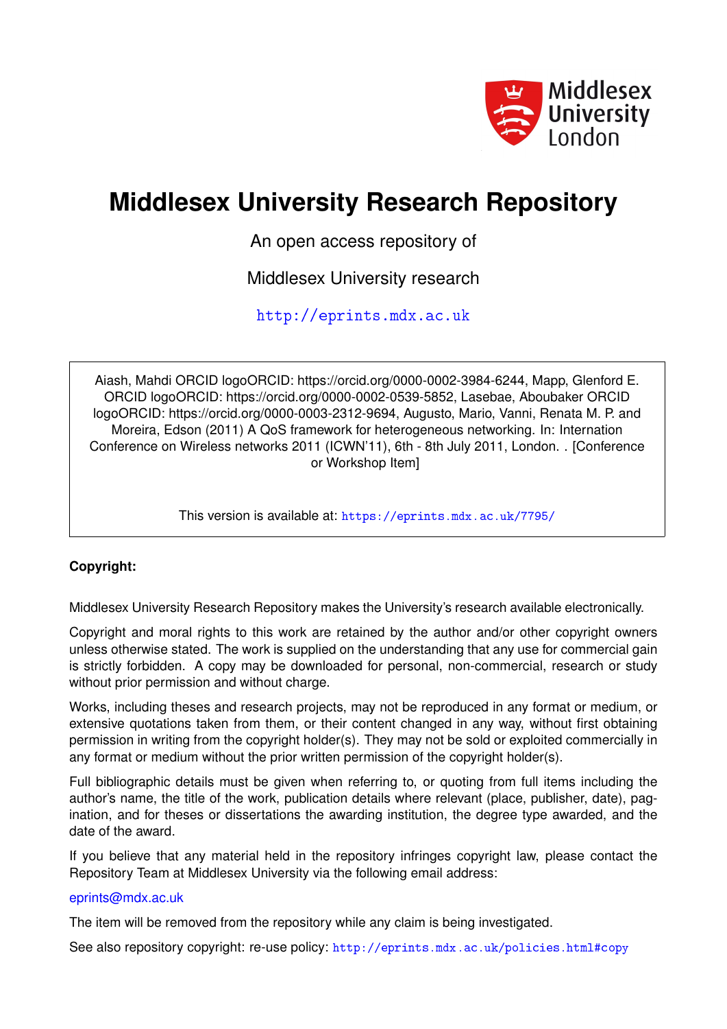Middlesex University London

# Middlesex University Research Repository

An open access repository of

Middlesex University research

http://eprints.mdx.ac.uk

Aiash, Mahdi ORCID logoORCID: https://orcid.org/0000-0002-3984-6244, Mapp, Glenford E. ORCID logoORCID: https://orcid.org/0000-0002-0539-5852, Lasebae, Aboubaker ORCID logoORCID: https://orcid.org/0000-0003-2312-9694, Augusto, Mario, Vanni, Renata M. P. and Moreira, Edson (2011) A QoS framework for heterogeneous networking. In: Internation Conference on Wireless networks 2011 (ICWN'11), 6th - 8th July 2011, London. . [Conference or Workshop Item]

This version is available at: https://eprints.mdx.ac.uk/7795/

**Copyright:**

Middlesex University Research Repository makes the University's research available electronically.

Copyright and moral rights to this work are retained by the author and/or other copyright owners unless otherwise stated. The work is supplied on the understanding that any use for commercial gain is strictly forbidden. A copy may be downloaded for personal, non-commercial, research or study without prior permission and without charge.

Works, including theses and research projects, may not be reproduced in any format or medium, or extensive quotations taken from them, or their content changed in any way, without first obtaining permission in writing from the copyright holder(s). They may not be sold or exploited commercially in any format or medium without the prior written permission of the copyright holder(s).

Full bibliographic details must be given when referring to, or quoting from full items including the author's name, the title of the work, publication details where relevant (place, publisher, date), pagination, and for theses or dissertations the awarding institution, the degree type awarded, and the date of the award.

If you believe that any material held in the repository infringes copyright law, please contact the Repository Team at Middlesex University via the following email address:

eprints@mdx.ac.uk

The item will be removed from the repository while any claim is being investigated.

See also repository copyright: re-use policy: http://eprints.mdx.ac.uk/policies.html#copy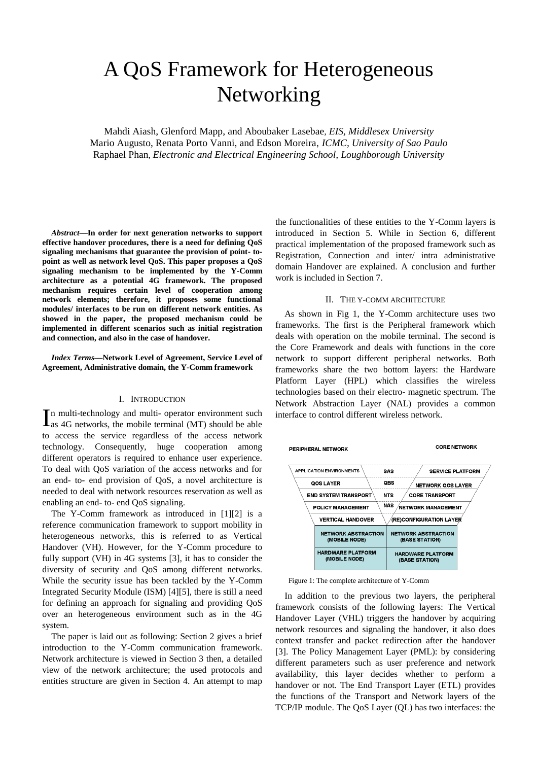# A QoS Framework for Heterogeneous Networking

Mahdi Aiash, Glenford Mapp, and Aboubaker Lasebae, *EIS, Middlesex University*
Mario Augusto, Renata Porto Vanni, and Edson Moreira, *ICMC, University of Sao Paulo*
Raphael Phan, *Electronic and Electrical Engineering School, Loughborough University*

***Abstract*—In order for next generation networks to support effective handover procedures, there is a need for defining QoS signaling mechanisms that guarantee the provision of point- to-point as well as network level QoS. This paper proposes a QoS signaling mechanism to be implemented by the Y-Comm architecture as a potential 4G framework. The proposed mechanism requires certain level of cooperation among network elements; therefore, it proposes some functional modules/ interfaces to be run on different network entities. As showed in the paper, the proposed mechanism could be implemented in different scenarios such as initial registration and connection, and also in the case of handover.**

***Index Terms*—Network Level of Agreement, Service Level of Agreement, Administrative domain, the Y-Comm framework**

## I. Introduction

In multi-technology and multi- operator environment such as 4G networks, the mobile terminal (MT) should be able to access the service regardless of the access network technology. Consequently, huge cooperation among different operators is required to enhance user experience. To deal with QoS variation of the access networks and for an end- to- end provision of QoS, a novel architecture is needed to deal with network resources reservation as well as enabling an end- to- end QoS signaling.

The Y-Comm framework as introduced in [1][2] is a reference communication framework to support mobility in heterogeneous networks, this is referred to as Vertical Handover (VH). However, for the Y-Comm procedure to fully support (VH) in 4G systems [3], it has to consider the diversity of security and QoS among different networks. While the security issue has been tackled by the Y-Comm Integrated Security Module (ISM) [4][5], there is still a need for defining an approach for signaling and providing QoS over an heterogeneous environment such as in the 4G system.

The paper is laid out as following: Section 2 gives a brief introduction to the Y-Comm communication framework. Network architecture is viewed in Section 3 then, a detailed view of the network architecture; the used protocols and entities structure are given in Section 4. An attempt to map the functionalities of these entities to the Y-Comm layers is introduced in Section 5. While in Section 6, different practical implementation of the proposed framework such as Registration, Connection and inter/ intra administrative domain Handover are explained. A conclusion and further work is included in Section 7.

## II. The Y-Comm Architecture

As shown in Fig 1, the Y-Comm architecture uses two frameworks. The first is the Peripheral framework which deals with operation on the mobile terminal. The second is the Core Framework and deals with functions in the core network to support different peripheral networks. Both frameworks share the two bottom layers: the Hardware Platform Layer (HPL) which classifies the wireless technologies based on their electro- magnetic spectrum. The Network Abstraction Layer (NAL) provides a common interface to control different wireless network.

| PERIPHERAL NETWORK | | CORE NETWORK |
|---|---|---|
| APPLICATION ENVIRONMENTS | SAS | SERVICE PLATFORM |
| QOS LAYER | QBS | NETWORK QOS LAYER |
| END SYSTEM TRANSPORT | NTS | CORE TRANSPORT |
| POLICY MANAGEMENT | NAS | NETWORK MANAGEMENT |
| VERTICAL HANDOVER | | (RE)CONFIGURATION LAYER |
| NETWORK ABSTRACTION (MOBILE NODE) | | NETWORK ABSTRACTION (BASE STATION) |
| HARDWARE PLATFORM (MOBILE NODE) | | HARDWARE PLATFORM (BASE STATION) |

Figure 1: The complete architecture of Y-Comm

In addition to the previous two layers, the peripheral framework consists of the following layers: The Vertical Handover Layer (VHL) triggers the handover by acquiring network resources and signaling the handover, it also does context transfer and packet redirection after the handover [3]. The Policy Management Layer (PML): by considering different parameters such as user preference and network availability, this layer decides whether to perform a handover or not. The End Transport Layer (ETL) provides the functions of the Transport and Network layers of the TCP/IP module. The QoS Layer (QL) has two interfaces: the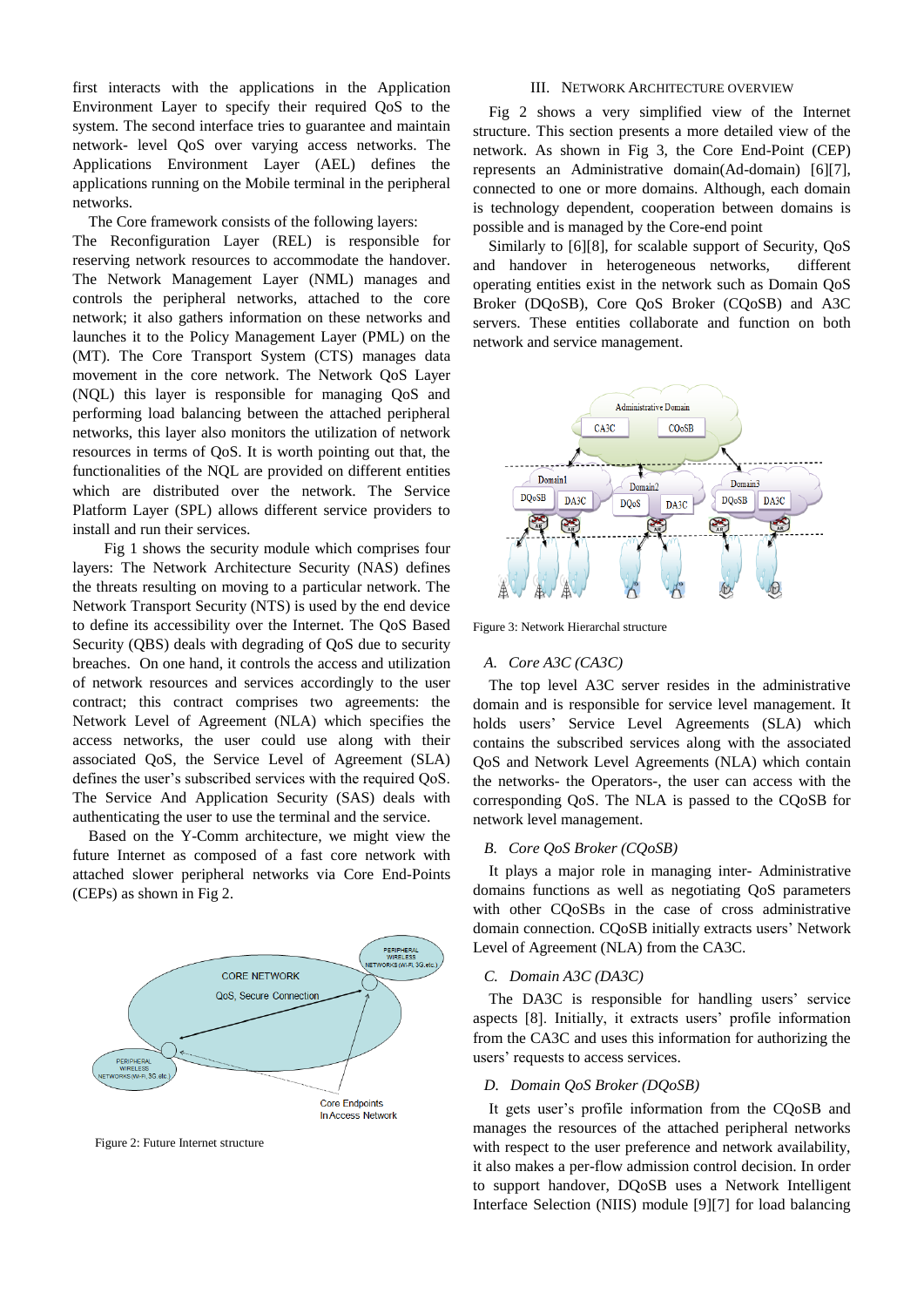first interacts with the applications in the Application Environment Layer to specify their required QoS to the system. The second interface tries to guarantee and maintain network- level QoS over varying access networks. The Applications Environment Layer (AEL) defines the applications running on the Mobile terminal in the peripheral networks.

The Core framework consists of the following layers:
The Reconfiguration Layer (REL) is responsible for reserving network resources to accommodate the handover. The Network Management Layer (NML) manages and controls the peripheral networks, attached to the core network; it also gathers information on these networks and launches it to the Policy Management Layer (PML) on the (MT). The Core Transport System (CTS) manages data movement in the core network. The Network QoS Layer (NQL) this layer is responsible for managing QoS and performing load balancing between the attached peripheral networks, this layer also monitors the utilization of network resources in terms of QoS. It is worth pointing out that, the functionalities of the NQL are provided on different entities which are distributed over the network. The Service Platform Layer (SPL) allows different service providers to install and run their services.

Fig 1 shows the security module which comprises four layers: The Network Architecture Security (NAS) defines the threats resulting on moving to a particular network. The Network Transport Security (NTS) is used by the end device to define its accessibility over the Internet. The QoS Based Security (QBS) deals with degrading of QoS due to security breaches. On one hand, it controls the access and utilization of network resources and services accordingly to the user contract; this contract comprises two agreements: the Network Level of Agreement (NLA) which specifies the access networks, the user could use along with their associated QoS, the Service Level of Agreement (SLA) defines the user's subscribed services with the required QoS. The Service And Application Security (SAS) deals with authenticating the user to use the terminal and the service.

Based on the Y-Comm architecture, we might view the future Internet as composed of a fast core network with attached slower peripheral networks via Core End-Points (CEPs) as shown in Fig 2.

Figure 2: Future Internet structure

## III. Network Architecture Overview

Fig 2 shows a very simplified view of the Internet structure. This section presents a more detailed view of the network. As shown in Fig 3, the Core End-Point (CEP) represents an Administrative domain(Ad-domain) [6][7], connected to one or more domains. Although, each domain is technology dependent, cooperation between domains is possible and is managed by the Core-end point

Similarly to [6][8], for scalable support of Security, QoS and handover in heterogeneous networks, different operating entities exist in the network such as Domain QoS Broker (DQoSB), Core QoS Broker (CQoSB) and A3C servers. These entities collaborate and function on both network and service management.

Figure 3: Network Hierarchical structure

### A. Core A3C (CA3C)

The top level A3C server resides in the administrative domain and is responsible for service level management. It holds users' Service Level Agreements (SLA) which contains the subscribed services along with the associated QoS and Network Level Agreements (NLA) which contain the networks- the Operators-, the user can access with the corresponding QoS. The NLA is passed to the CQoSB for network level management.

### B. Core QoS Broker (CQoSB)

It plays a major role in managing inter- Administrative domains functions as well as negotiating QoS parameters with other CQoSBs in the case of cross administrative domain connection. CQoSB initially extracts users' Network Level of Agreement (NLA) from the CA3C.

### C. Domain A3C (DA3C)

The DA3C is responsible for handling users' service aspects [8]. Initially, it extracts users' profile information from the CA3C and uses this information for authorizing the users' requests to access services.

### D. Domain QoS Broker (DQoSB)

It gets user's profile information from the CQoSB and manages the resources of the attached peripheral networks with respect to the user preference and network availability, it also makes a per-flow admission control decision. In order to support handover, DQoSB uses a Network Intelligent Interface Selection (NIIS) module [9][7] for load balancing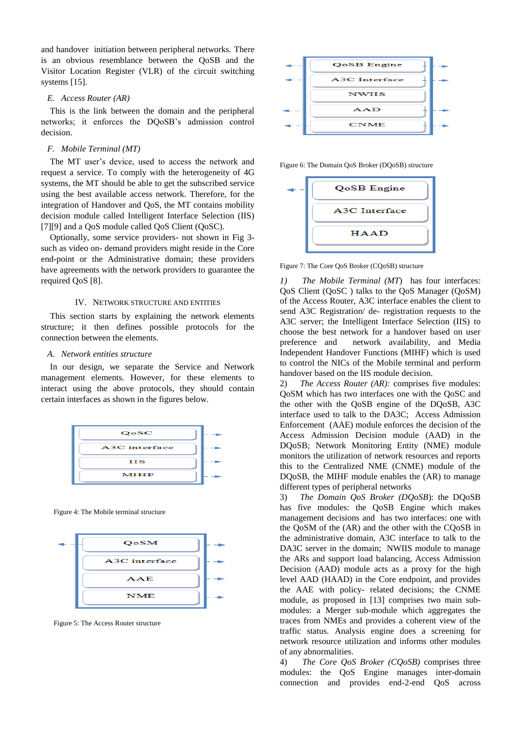and handover initiation between peripheral networks. There is an obvious resemblance between the QoSB and the Visitor Location Register (VLR) of the circuit switching systems [15].

### E. Access Router (AR)

This is the link between the domain and the peripheral networks; it enforces the DQoSB's admission control decision.

### F. Mobile Terminal (MT)

The MT user's device, used to access the network and request a service. To comply with the heterogeneity of 4G systems, the MT should be able to get the subscribed service using the best available access network. Therefore, for the integration of Handover and QoS, the MT contains mobility decision module called Intelligent Interface Selection (IIS) [7][9] and a QoS module called QoS Client (QoSC).

Optionally, some service providers- not shown in Fig 3- such as video on- demand providers might reside in the Core end-point or the Administrative domain; these providers have agreements with the network providers to guarantee the required QoS [8].

## IV. Network Structure and Entities

This section starts by explaining the network elements structure; it then defines possible protocols for the connection between the elements.

### A. Network entities structure

In our design, we separate the Service and Network management elements. However, for these elements to interact using the above protocols, they should contain certain interfaces as shown in the figures below.

QoSC | A3C interface | IIS | MIHF

Figure 4: The Mobile terminal structure

QoSM | A3C interface | AAE | NME

Figure 5: The Access Router structure

QoSB Engine | A3C Interface | NWIIS | AAD | CNME

Figure 6: The Domain QoS Broker (DQoSB) structure

QoSB Engine | A3C Interface | HAAD

Figure 7: The Core QoS Broker (CQoSB) structure

1) *The Mobile Terminal (MT)* has four interfaces: QoS Client (QoSC ) talks to the QoS Manager (QoSM) of the Access Router, A3C interface enables the client to send A3C Registration/ de- registration requests to the A3C server; the Intelligent Interface Selection (IIS) to choose the best network for a handover based on user preference and network availability, and Media Independent Handover Functions (MIHF) which is used to control the NICs of the Mobile terminal and perform handover based on the IIS module decision.

2) *The Access Router (AR):* comprises five modules: QoSM which has two interfaces one with the QoSC and the other with the QoSB engine of the DQoSB, A3C interface used to talk to the DA3C; Access Admission Enforcement (AAE) module enforces the decision of the Access Admission Decision module (AAD) in the DQoSB; Network Monitoring Entity (NME) module monitors the utilization of network resources and reports this to the Centralized NME (CNME) module of the DQoSB, the MIHF module enables the (AR) to manage different types of peripheral networks

3) *The Domain QoS Broker (DQoSB)*: the DQoSB has five modules: the QoSB Engine which makes management decisions and has two interfaces: one with the QoSM of the (AR) and the other with the CQoSB in the administrative domain, A3C interface to talk to the DA3C server in the domain; NWIIS module to manage the ARs and support load balancing, Access Admission Decision (AAD) module acts as a proxy for the high level AAD (HAAD) in the Core endpoint, and provides the AAE with policy- related decisions; the CNME module, as proposed in [13] comprises two main sub-modules: a Merger sub-module which aggregates the traces from NMEs and provides a coherent view of the traffic status. Analysis engine does a screening for network resource utilization and informs other modules of any abnormalities.

4) *The Core QoS Broker (CQoSB)* comprises three modules: the QoS Engine manages inter-domain connection and provides end-2-end QoS across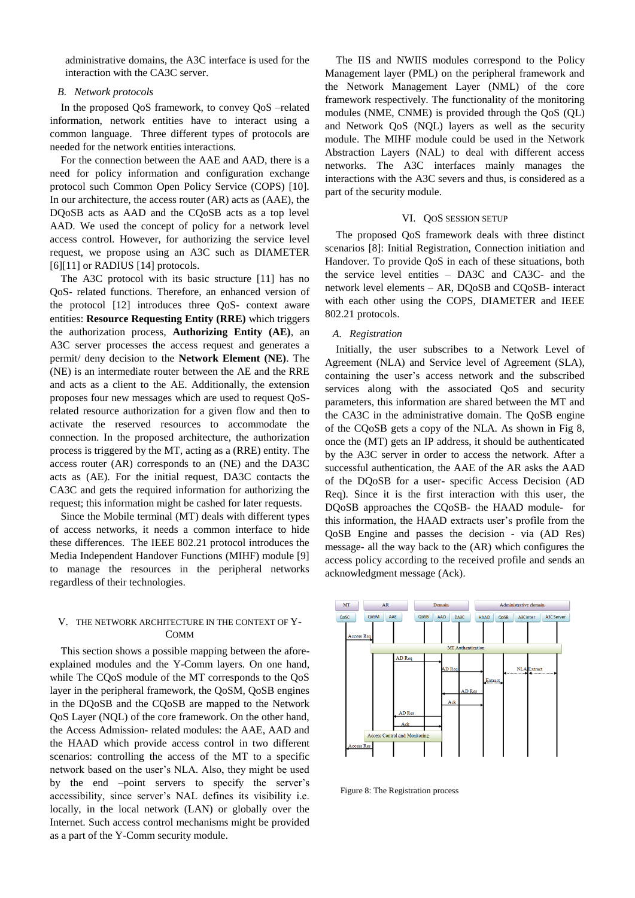administrative domains, the A3C interface is used for the interaction with the CA3C server.

### B. Network protocols

In the proposed QoS framework, to convey QoS –related information, network entities have to interact using a common language. Three different types of protocols are needed for the network entities interactions.

For the connection between the AAE and AAD, there is a need for policy information and configuration exchange protocol such Common Open Policy Service (COPS) [10]. In our architecture, the access router (AR) acts as (AAE), the DQoSB acts as AAD and the CQoSB acts as a top level AAD. We used the concept of policy for a network level access control. However, for authorizing the service level request, we propose using an A3C such as DIAMETER [6][11] or RADIUS [14] protocols.

The A3C protocol with its basic structure [11] has no QoS- related functions. Therefore, an enhanced version of the protocol [12] introduces three QoS- context aware entities: **Resource Requesting Entity (RRE)** which triggers the authorization process, **Authorizing Entity (AE)**, an A3C server processes the access request and generates a permit/ deny decision to the **Network Element (NE)**. The (NE) is an intermediate router between the AE and the RRE and acts as a client to the AE. Additionally, the extension proposes four new messages which are used to request QoS-related resource authorization for a given flow and then to activate the reserved resources to accommodate the connection. In the proposed architecture, the authorization process is triggered by the MT, acting as a (RRE) entity. The access router (AR) corresponds to an (NE) and the DA3C acts as (AE). For the initial request, DA3C contacts the CA3C and gets the required information for authorizing the request; this information might be cashed for later requests.

Since the Mobile terminal (MT) deals with different types of access networks, it needs a common interface to hide these differences. The IEEE 802.21 protocol introduces the Media Independent Handover Functions (MIHF) module [9] to manage the resources in the peripheral networks regardless of their technologies.

## V. THE NETWORK ARCHITECTURE IN THE CONTEXT OF Y-COMM

This section shows a possible mapping between the afore-explained modules and the Y-Comm layers. On one hand, while The CQoS module of the MT corresponds to the QoS layer in the peripheral framework, the QoSM, QoSB engines in the DQoSB and the CQoSB are mapped to the Network QoS Layer (NQL) of the core framework. On the other hand, the Access Admission- related modules: the AAE, AAD and the HAAD which provide access control in two different scenarios: controlling the access of the MT to a specific network based on the user's NLA. Also, they might be used by the end –point servers to specify the server's accessibility, since server's NAL defines its visibility i.e. locally, in the local network (LAN) or globally over the Internet. Such access control mechanisms might be provided as a part of the Y-Comm security module.

The IIS and NWIIS modules correspond to the Policy Management layer (PML) on the peripheral framework and the Network Management Layer (NML) of the core framework respectively. The functionality of the monitoring modules (NME, CNME) is provided through the QoS (QL) and Network QoS (NQL) layers as well as the security module. The MIHF module could be used in the Network Abstraction Layers (NAL) to deal with different access networks. The A3C interfaces mainly manages the interactions with the A3C severs and thus, is considered as a part of the security module.

## VI. QOS SESSION SETUP

The proposed QoS framework deals with three distinct scenarios [8]: Initial Registration, Connection initiation and Handover. To provide QoS in each of these situations, both the service level entities – DA3C and CA3C- and the network level elements – AR, DQoSB and CQoSB- interact with each other using the COPS, DIAMETER and IEEE 802.21 protocols.

### A. Registration

Initially, the user subscribes to a Network Level of Agreement (NLA) and Service level of Agreement (SLA), containing the user's access network and the subscribed services along with the associated QoS and security parameters, this information are shared between the MT and the CA3C in the administrative domain. The QoSB engine of the CQoSB gets a copy of the NLA. As shown in Fig 8, once the (MT) gets an IP address, it should be authenticated by the A3C server in order to access the network. After a successful authentication, the AAE of the AR asks the AAD of the DQoSB for a user- specific Access Decision (AD Req). Since it is the first interaction with this user, the DQoSB approaches the CQoSB- the HAAD module- for this information, the HAAD extracts user's profile from the QoSB Engine and passes the decision - via (AD Res) message- all the way back to the (AR) which configures the access policy according to the received profile and sends an acknowledgment message (Ack).

MT | AR | Domain | Administrative domain
QoSC | QoSM | AAE | QoSB | AAD | DA3C | HAAD | QoSB | A3Cinter | A3C Server
Access Req
MT Authentication
AD Req
AD Req
NLA Extract
Extract
AD Res
Ack
AD Res
Ack
Access Control and Monitoring
Access Res

Figure 8: The Registration process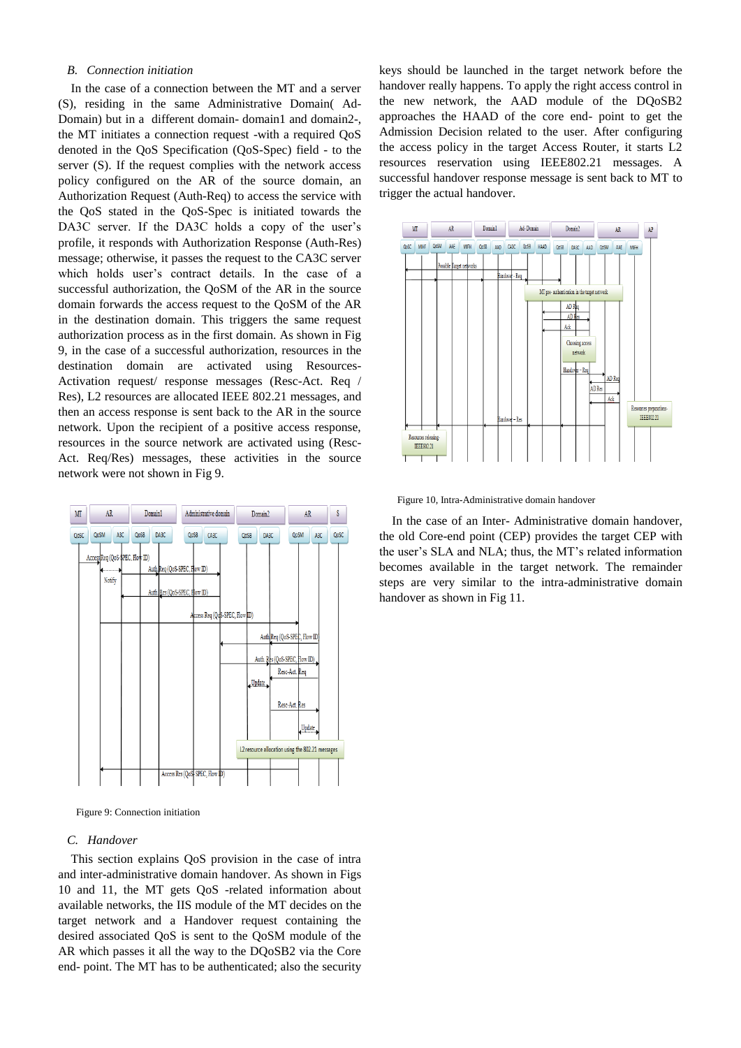### B. Connection initiation

In the case of a connection between the MT and a server (S), residing in the same Administrative Domain( Ad-Domain) but in a different domain- domain1 and domain2-, the MT initiates a connection request -with a required QoS denoted in the QoS Specification (QoS-Spec) field - to the server (S). If the request complies with the network access policy configured on the AR of the source domain, an Authorization Request (Auth-Req) to access the service with the QoS stated in the QoS-Spec is initiated towards the DA3C server. If the DA3C holds a copy of the user's profile, it responds with Authorization Response (Auth-Res) message; otherwise, it passes the request to the CA3C server which holds user's contract details. In the case of a successful authorization, the QoSM of the AR in the source domain forwards the access request to the QoSM of the AR in the destination domain. This triggers the same request authorization process as in the first domain. As shown in Fig 9, in the case of a successful authorization, resources in the destination domain are activated using Resources-Activation request/ response messages (Resc-Act. Req / Res), L2 resources are allocated IEEE 802.21 messages, and then an access response is sent back to the AR in the source network. Upon the recipient of a positive access response, resources in the source network are activated using (Resc-Act. Req/Res) messages, these activities in the source network were not shown in Fig 9.

Figure 9: Connection initiation

### C. Handover

This section explains QoS provision in the case of intra and inter-administrative domain handover. As shown in Figs 10 and 11, the MT gets QoS -related information about available networks, the IIS module of the MT decides on the target network and a Handover request containing the desired associated QoS is sent to the QoSM module of the AR which passes it all the way to the DQoSB2 via the Core end- point. The MT has to be authenticated; also the security keys should be launched in the target network before the handover really happens. To apply the right access control in the new network, the AAD module of the DQoSB2 approaches the HAAD of the core end- point to get the Admission Decision related to the user. After configuring the access policy in the target Access Router, it starts L2 resources reservation using IEEE802.21 messages. A successful handover response message is sent back to MT to trigger the actual handover.

Figure 10, Intra-Administrative domain handover

In the case of an Inter- Administrative domain handover, the old Core-end point (CEP) provides the target CEP with the user's SLA and NLA; thus, the MT's related information becomes available in the target network. The remainder steps are very similar to the intra-administrative domain handover as shown in Fig 11.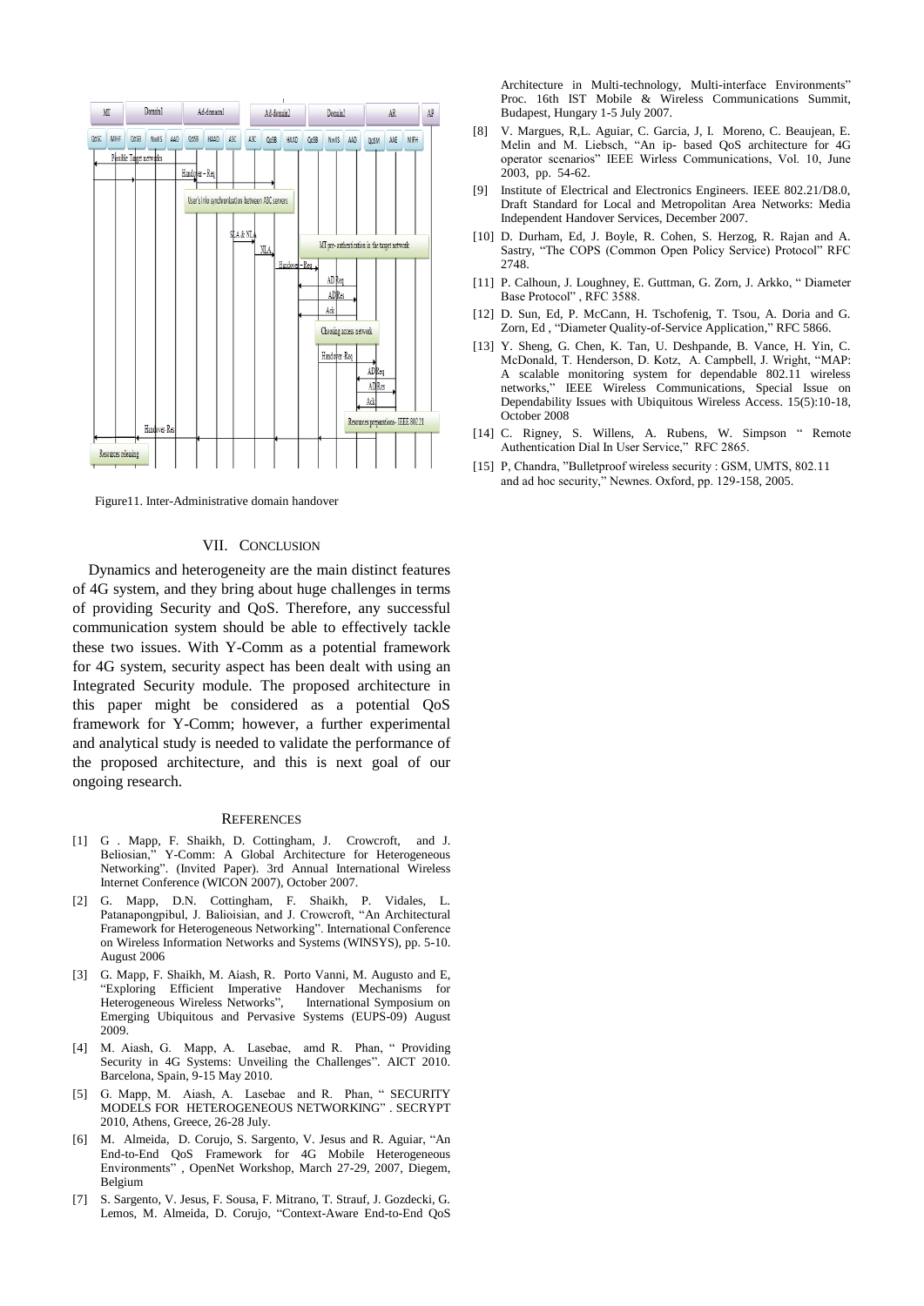Figure11. Inter-Administrative domain handover

## VII. CONCLUSION

Dynamics and heterogeneity are the main distinct features of 4G system, and they bring about huge challenges in terms of providing Security and QoS. Therefore, any successful communication system should be able to effectively tackle these two issues. With Y-Comm as a potential framework for 4G system, security aspect has been dealt with using an Integrated Security module. The proposed architecture in this paper might be considered as a potential QoS framework for Y-Comm; however, a further experimental and analytical study is needed to validate the performance of the proposed architecture, and this is next goal of our ongoing research.

## REFERENCES

[1] G . Mapp, F. Shaikh, D. Cottingham, J. Crowcroft, and J. Beliosian," Y-Comm: A Global Architecture for Heterogeneous Networking". (Invited Paper). 3rd Annual International Wireless Internet Conference (WICON 2007), October 2007.

[2] G. Mapp, D.N. Cottingham, F. Shaikh, P. Vidales, L. Patanapongpibul, J. Balioisian, and J. Crowcroft, "An Architectural Framework for Heterogeneous Networking". International Conference on Wireless Information Networks and Systems (WINSYS), pp. 5-10. August 2006

[3] G. Mapp, F. Shaikh, M. Aiash, R. Porto Vanni, M. Augusto and E, "Exploring Efficient Imperative Handover Mechanisms for Heterogeneous Wireless Networks", International Symposium on Emerging Ubiquitous and Pervasive Systems (EUPS-09) August 2009.

[4] M. Aiash, G. Mapp, A. Lasebae, amd R. Phan, " Providing Security in 4G Systems: Unveiling the Challenges". AICT 2010. Barcelona, Spain, 9-15 May 2010.

[5] G. Mapp, M. Aiash, A. Lasebae and R. Phan, " SECURITY MODELS FOR HETEROGENEOUS NETWORKING" . SECRYPT 2010, Athens, Greece, 26-28 July.

[6] M. Almeida, D. Corujo, S. Sargento, V. Jesus and R. Aguiar, "An End-to-End QoS Framework for 4G Mobile Heterogeneous Environments" , OpenNet Workshop, March 27-29, 2007, Diegem, Belgium

[7] S. Sargento, V. Jesus, F. Sousa, F. Mitrano, T. Strauf, J. Gozdecki, G. Lemos, M. Almeida, D. Corujo, "Context-Aware End-to-End QoS Architecture in Multi-technology, Multi-interface Environments" Proc. 16th IST Mobile & Wireless Communications Summit, Budapest, Hungary 1-5 July 2007.

[8] V. Margues, R,L. Aguiar, C. Garcia, J, I. Moreno, C. Beaujean, E. Melin and M. Liebsch, "An ip- based QoS architecture for 4G operator scenarios" IEEE Wirless Communications, Vol. 10, June 2003, pp. 54-62.

[9] Institute of Electrical and Electronics Engineers. IEEE 802.21/D8.0, Draft Standard for Local and Metropolitan Area Networks: Media Independent Handover Services, December 2007.

[10] D. Durham, Ed, J. Boyle, R. Cohen, S. Herzog, R. Rajan and A. Sastry, "The COPS (Common Open Policy Service) Protocol" RFC 2748.

[11] P. Calhoun, J. Loughney, E. Guttman, G. Zorn, J. Arkko, " Diameter Base Protocol" , RFC 3588.

[12] D. Sun, Ed, P. McCann, H. Tschofenig, T. Tsou, A. Doria and G. Zorn, Ed , "Diameter Quality-of-Service Application," RFC 5866.

[13] Y. Sheng, G. Chen, K. Tan, U. Deshpande, B. Vance, H. Yin, C. McDonald, T. Henderson, D. Kotz, A. Campbell, J. Wright, "MAP: A scalable monitoring system for dependable 802.11 wireless networks," IEEE Wireless Communications, Special Issue on Dependability Issues with Ubiquitous Wireless Access. 15(5):10-18, October 2008

[14] C. Rigney, S. Willens, A. Rubens, W. Simpson " Remote Authentication Dial In User Service," RFC 2865.

[15] P, Chandra, "Bulletproof wireless security : GSM, UMTS, 802.11 and ad hoc security," Newnes. Oxford, pp. 129-158, 2005.